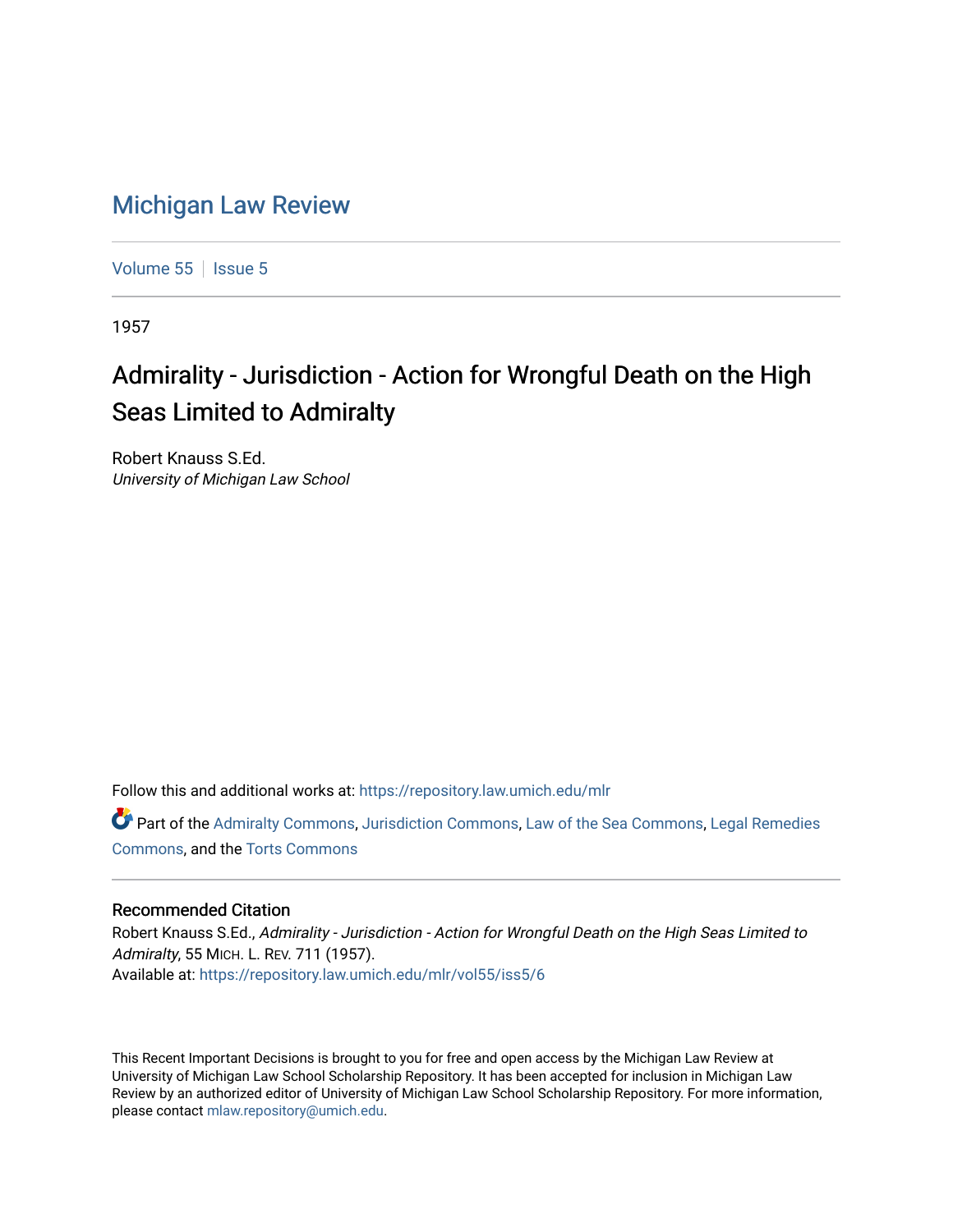# Michigan Law Review

Volume 55 | Issue 5

1957

## Admirality - Jurisdiction - Action for Wrongful Death on the High Seas Limited to Admiralty

Robert Knauss S.Ed.
*University of Michigan Law School*

Follow this and additional works at: https://repository.law.umich.edu/mlr

Part of the Admiralty Commons, Jurisdiction Commons, Law of the Sea Commons, Legal Remedies Commons, and the Torts Commons

### Recommended Citation

Robert Knauss S.Ed., *Admirality - Jurisdiction - Action for Wrongful Death on the High Seas Limited to Admiralty*, 55 MICH. L. REV. 711 (1957).
Available at: https://repository.law.umich.edu/mlr/vol55/iss5/6

This Recent Important Decisions is brought to you for free and open access by the Michigan Law Review at University of Michigan Law School Scholarship Repository. It has been accepted for inclusion in Michigan Law Review by an authorized editor of University of Michigan Law School Scholarship Repository. For more information, please contact mlaw.repository@umich.edu.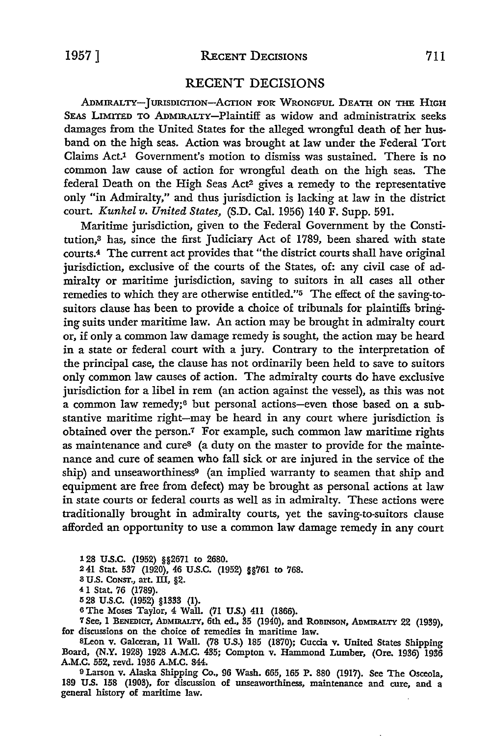# RECENT DECISIONS

ADMIRALTY—JURISDICTION—ACTION FOR WRONGFUL DEATH ON THE HIGH SEAS LIMITED TO ADMIRALTY—Plaintiff as widow and administratrix seeks damages from the United States for the alleged wrongful death of her husband on the high seas. Action was brought at law under the Federal Tort Claims Act.[1] Government's motion to dismiss was sustained. There is no common law cause of action for wrongful death on the high seas. The federal Death on the High Seas Act[2] gives a remedy to the representative only "in Admiralty," and thus jurisdiction is lacking at law in the district court. *Kunkel v. United States,* (S.D. Cal. 1956) 140 F. Supp. 591.

Maritime jurisdiction, given to the Federal Government by the Constitution,[3] has, since the first Judiciary Act of 1789, been shared with state courts.[4] The current act provides that "the district courts shall have original jurisdiction, exclusive of the courts of the States, of: any civil case of admiralty or maritime jurisdiction, saving to suitors in all cases all other remedies to which they are otherwise entitled."[5] The effect of the saving-to-suitors clause has been to provide a choice of tribunals for plaintiffs bringing suits under maritime law. An action may be brought in admiralty court or, if only a common law damage remedy is sought, the action may be heard in a state or federal court with a jury. Contrary to the interpretation of the principal case, the clause has not ordinarily been held to save to suitors only common law causes of action. The admiralty courts do have exclusive jurisdiction for a libel in rem (an action against the vessel), as this was not a common law remedy;[6] but personal actions—even those based on a substantive maritime right—may be heard in any court where jurisdiction is obtained over the person.[7] For example, such common law maritime rights as maintenance and cure[8] (a duty on the master to provide for the maintenance and cure of seamen who fall sick or are injured in the service of the ship) and unseaworthiness[9] (an implied warranty to seamen that ship and equipment are free from defect) may be brought as personal actions at law in state courts or federal courts as well as in admiralty. These actions were traditionally brought in admiralty courts, yet the saving-to-suitors clause afforded an opportunity to use a common law damage remedy in any court

---

[1] 28 U.S.C. (1952) §§2671 to 2680.

[2] 41 Stat. 537 (1920), 46 U.S.C. (1952) §§761 to 768.

[3] U.S. CONST., art. III, §2.

[4] 1 Stat. 76 (1789).

[5] 28 U.S.C. (1952) §1333 (1).

[6] The Moses Taylor, 4 Wall. (71 U.S.) 411 (1866).

[7] See, 1 BENEDICT, ADMIRALTY, 6th ed., 35 (1940), and ROBINSON, ADMIRALTY 22 (1939), for discussions on the choice of remedies in maritime law.

[8] Leon v. Galceran, 11 Wall. (78 U.S.) 185 (1870); Cuccia v. United States Shipping Board, (N.Y. 1928) 1928 A.M.C. 435; Compton v. Hammond Lumber, (Ore. 1936) 1936 A.M.C. 552, revd. 1936 A.M.C. 844.

[9] Larson v. Alaska Shipping Co., 96 Wash. 665, 165 P. 880 (1917). See The Osceola, 189 U.S. 158 (1903), for discussion of unseaworthiness, maintenance and cure, and a general history of maritime law.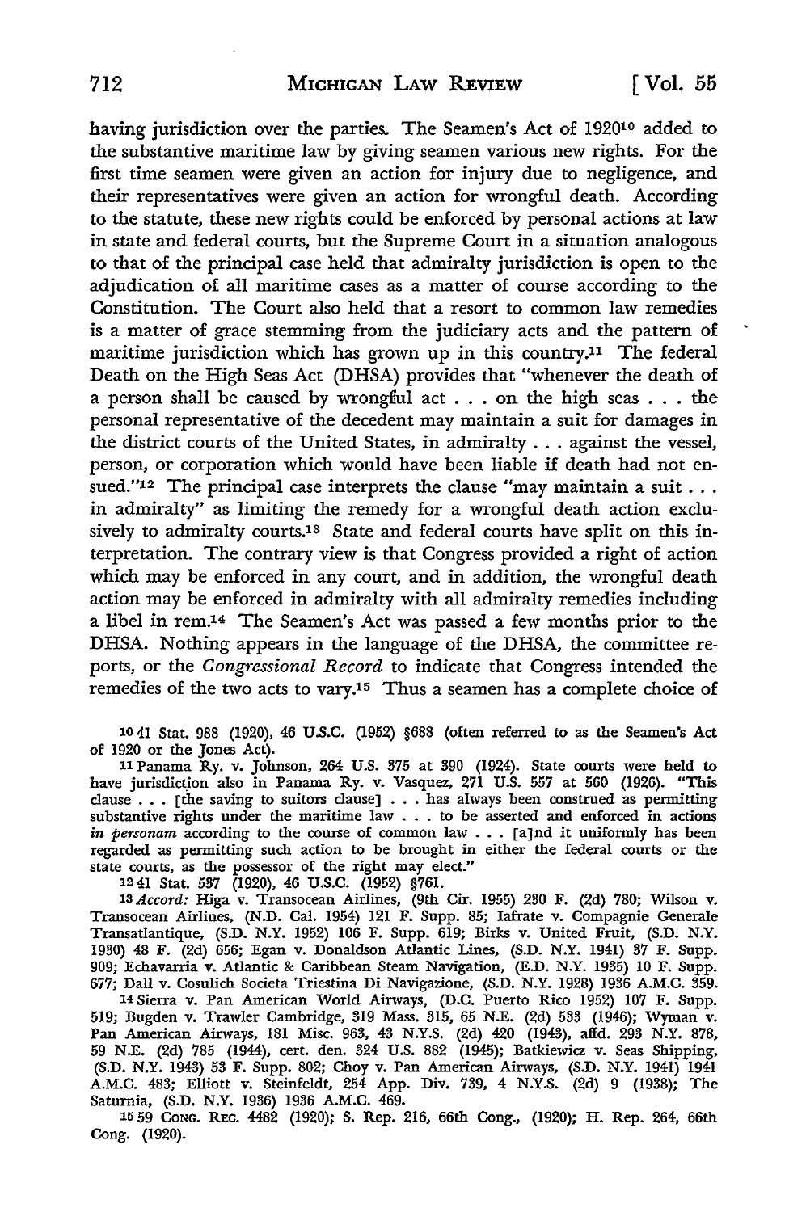having jurisdiction over the parties. The Seamen's Act of 1920[10] added to the substantive maritime law by giving seamen various new rights. For the first time seamen were given an action for injury due to negligence, and their representatives were given an action for wrongful death. According to the statute, these new rights could be enforced by personal actions at law in state and federal courts, but the Supreme Court in a situation analogous to that of the principal case held that admiralty jurisdiction is open to the adjudication of all maritime cases as a matter of course according to the Constitution. The Court also held that a resort to common law remedies is a matter of grace stemming from the judiciary acts and the pattern of maritime jurisdiction which has grown up in this country.[11] The federal Death on the High Seas Act (DHSA) provides that "whenever the death of a person shall be caused by wrongful act . . . on the high seas . . . the personal representative of the decedent may maintain a suit for damages in the district courts of the United States, in admiralty . . . against the vessel, person, or corporation which would have been liable if death had not ensued."[12] The principal case interprets the clause "may maintain a suit . . . in admiralty" as limiting the remedy for a wrongful death action exclusively to admiralty courts.[13] State and federal courts have split on this interpretation. The contrary view is that Congress provided a right of action which may be enforced in any court, and in addition, the wrongful death action may be enforced in admiralty with all admiralty remedies including a libel in rem.[14] The Seamen's Act was passed a few months prior to the DHSA. Nothing appears in the language of the DHSA, the committee reports, or the *Congressional Record* to indicate that Congress intended the remedies of the two acts to vary.[15] Thus a seamen has a complete choice of

---

[10] 41 Stat. 988 (1920), 46 U.S.C. (1952) §688 (often referred to as the Seamen's Act of 1920 or the Jones Act).

[11] Panama Ry. v. Johnson, 264 U.S. 375 at 390 (1924). State courts were held to have jurisdiction also in Panama Ry. v. Vasquez, 271 U.S. 557 at 560 (1926). "This clause . . . [the saving to suitors clause] . . . has always been construed as permitting substantive rights under the maritime law . . . to be asserted and enforced in actions *in personam* according to the course of common law . . . [a]nd it uniformly has been regarded as permitting such action to be brought in either the federal courts or the state courts, as the possessor of the right may elect."

[12] 41 Stat. 537 (1920), 46 U.S.C. (1952) §761.

[13] *Accord:* Higa v. Transocean Airlines, (9th Cir. 1955) 230 F. (2d) 780; Wilson v. Transocean Airlines, (N.D. Cal. 1954) 121 F. Supp. 85; Iafrate v. Compagnie Generale Transatlantique, (S.D. N.Y. 1952) 106 F. Supp. 619; Birks v. United Fruit, (S.D. N.Y. 1930) 48 F. (2d) 656; Egan v. Donaldson Atlantic Lines, (S.D. N.Y. 1941) 37 F. Supp. 909; Echavarria v. Atlantic & Caribbean Steam Navigation, (E.D. N.Y. 1935) 10 F. Supp. 677; Dall v. Cosulich Societa Triestina Di Navigazione, (S.D. N.Y. 1928) 1936 A.M.C. 359.

[14] Sierra v. Pan American World Airways, (D.C. Puerto Rico 1952) 107 F. Supp. 519; Bugden v. Trawler Cambridge, 319 Mass. 315, 65 N.E. (2d) 533 (1946); Wyman v. Pan American Airways, 181 Misc. 963, 43 N.Y.S. (2d) 420 (1943), affd. 293 N.Y. 878, 59 N.E. (2d) 785 (1944), cert. den. 324 U.S. 882 (1945); Batkiewicz v. Seas Shipping, (S.D. N.Y. 1943) 53 F. Supp. 802; Choy v. Pan American Airways, (S.D. N.Y. 1941) 1941 A.M.C. 483; Elliott v. Steinfeldt, 254 App. Div. 739, 4 N.Y.S. (2d) 9 (1938); The Saturnia, (S.D. N.Y. 1936) 1936 A.M.C. 469.

[15] 59 Cong. Rec. 4482 (1920); S. Rep. 216, 66th Cong., (1920); H. Rep. 264, 66th Cong. (1920).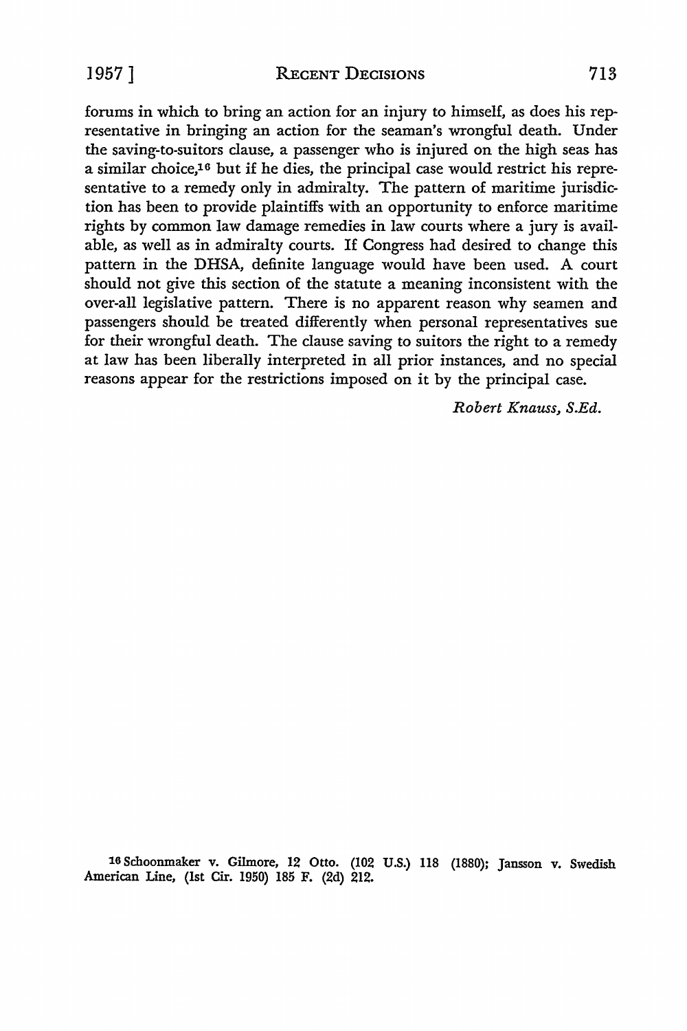forums in which to bring an action for an injury to himself, as does his representative in bringing an action for the seaman's wrongful death. Under the saving-to-suitors clause, a passenger who is injured on the high seas has a similar choice,[16] but if he dies, the principal case would restrict his representative to a remedy only in admiralty. The pattern of maritime jurisdiction has been to provide plaintiffs with an opportunity to enforce maritime rights by common law damage remedies in law courts where a jury is available, as well as in admiralty courts. If Congress had desired to change this pattern in the DHSA, definite language would have been used. A court should not give this section of the statute a meaning inconsistent with the over-all legislative pattern. There is no apparent reason why seamen and passengers should be treated differently when personal representatives sue for their wrongful death. The clause saving to suitors the right to a remedy at law has been liberally interpreted in all prior instances, and no special reasons appear for the restrictions imposed on it by the principal case.

*Robert Knauss, S.Ed.*

[16] Schoonmaker v. Gilmore, 12 Otto. (102 U.S.) 118 (1880); Jansson v. Swedish American Line, (1st Cir. 1950) 185 F. (2d) 212.